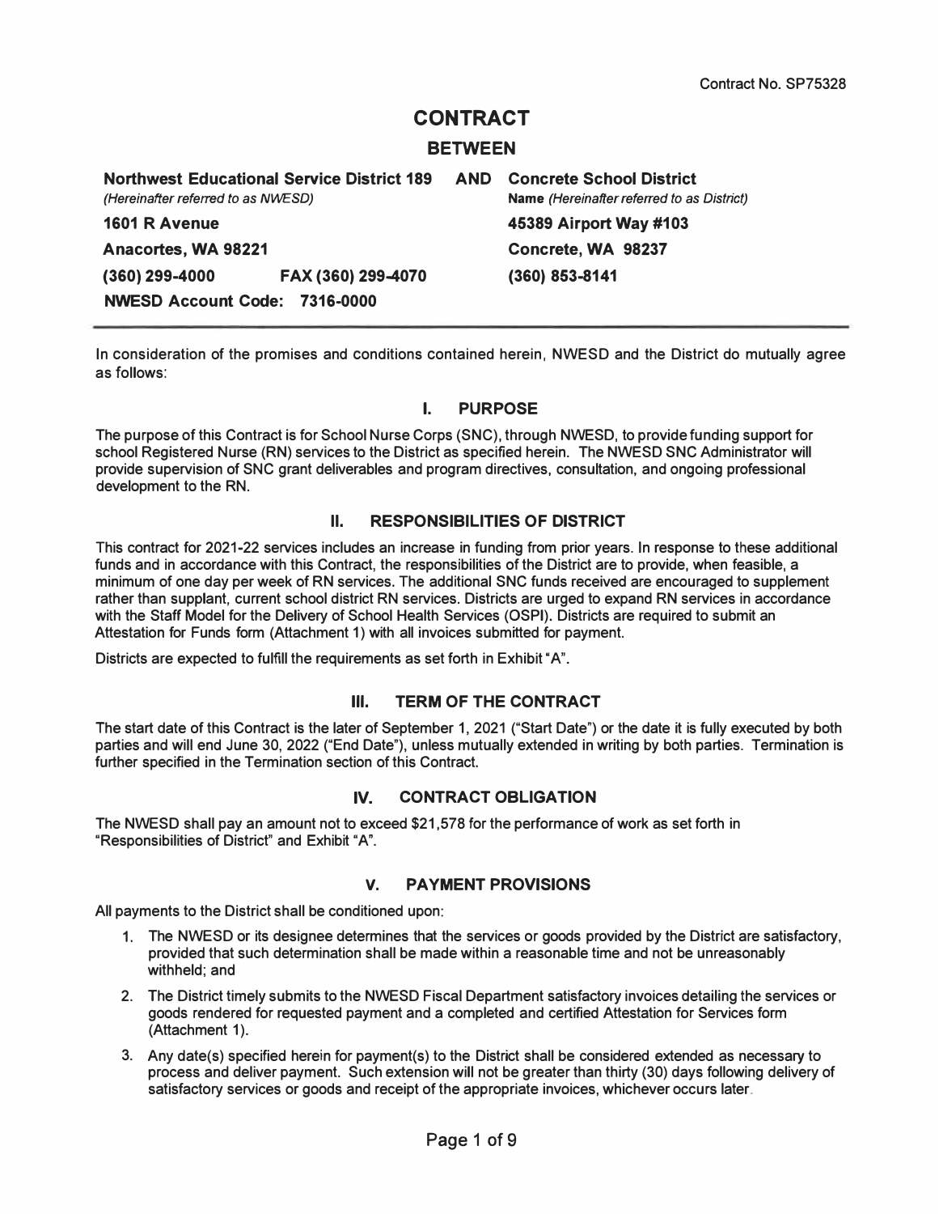Contract No. SP75328

# CONTRACT

## BETWEEN

| **Northwest Educational Service District 189** | **AND** | **Concrete School District** |
|---|---|---|
| *(Hereinafter referred to as NWESD)* | | **Name** *(Hereinafter referred to as District)* |
| **1601 R Avenue** | | **45389 Airport Way #103** |
| **Anacortes, WA 98221** | | **Concrete, WA 98237** |
| **(360) 299-4000 FAX (360) 299-4070** | | **(360) 853-8141** |
| **NWESD Account Code: 7316-0000** | | |

In consideration of the promises and conditions contained herein, NWESD and the District do mutually agree as follows:

## I. PURPOSE

The purpose of this Contract is for School Nurse Corps (SNC), through NWESD, to provide funding support for school Registered Nurse (RN) services to the District as specified herein. The NWESD SNC Administrator will provide supervision of SNC grant deliverables and program directives, consultation, and ongoing professional development to the RN.

## II. RESPONSIBILITIES OF DISTRICT

This contract for 2021-22 services includes an increase in funding from prior years. In response to these additional funds and in accordance with this Contract, the responsibilities of the District are to provide, when feasible, a minimum of one day per week of RN services. The additional SNC funds received are encouraged to supplement rather than supplant, current school district RN services. Districts are urged to expand RN services in accordance with the Staff Model for the Delivery of School Health Services (OSPI). Districts are required to submit an Attestation for Funds form (Attachment 1) with all invoices submitted for payment.

Districts are expected to fulfill the requirements as set forth in Exhibit "A".

## III. TERM OF THE CONTRACT

The start date of this Contract is the later of September 1, 2021 ("Start Date") or the date it is fully executed by both parties and will end June 30, 2022 ("End Date"), unless mutually extended in writing by both parties. Termination is further specified in the Termination section of this Contract.

## IV. CONTRACT OBLIGATION

The NWESD shall pay an amount not to exceed $21,578 for the performance of work as set forth in "Responsibilities of District" and Exhibit "A".

## V. PAYMENT PROVISIONS

All payments to the District shall be conditioned upon:

1. The NWESD or its designee determines that the services or goods provided by the District are satisfactory, provided that such determination shall be made within a reasonable time and not be unreasonably withheld; and
2. The District timely submits to the NWESD Fiscal Department satisfactory invoices detailing the services or goods rendered for requested payment and a completed and certified Attestation for Services form (Attachment 1).
3. Any date(s) specified herein for payment(s) to the District shall be considered extended as necessary to process and deliver payment. Such extension will not be greater than thirty (30) days following delivery of satisfactory services or goods and receipt of the appropriate invoices, whichever occurs later.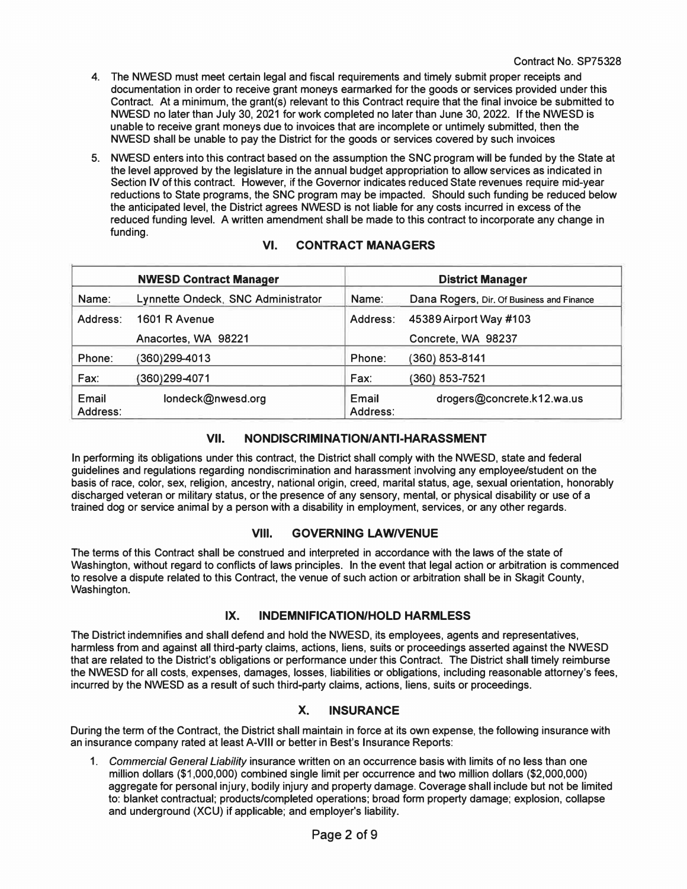Contract No. SP75328

4. The NWESD must meet certain legal and fiscal requirements and timely submit proper receipts and documentation in order to receive grant moneys earmarked for the goods or services provided under this Contract. At a minimum, the grant(s) relevant to this Contract require that the final invoice be submitted to NWESD no later than July 30, 2021 for work completed no later than June 30, 2022. If the NWESD is unable to receive grant moneys due to invoices that are incomplete or untimely submitted, then the NWESD shall be unable to pay the District for the goods or services covered by such invoices

5. NWESD enters into this contract based on the assumption the SNC program will be funded by the State at the level approved by the legislature in the annual budget appropriation to allow services as indicated in Section IV of this contract. However, if the Governor indicates reduced State revenues require mid-year reductions to State programs, the SNC program may be impacted. Should such funding be reduced below the anticipated level, the District agrees NWESD is not liable for any costs incurred in excess of the reduced funding level. A written amendment shall be made to this contract to incorporate any change in funding.

## VI. CONTRACT MANAGERS

| **NWESD Contract Manager** | | **District Manager** | |
|---|---|---|---|
| Name: | Lynnette Ondeck, SNC Administrator | Name: | Dana Rogers, Dir. Of Business and Finance |
| Address: | 1601 R Avenue<br>Anacortes, WA 98221 | Address: | 45389 Airport Way #103<br>Concrete, WA 98237 |
| Phone: | (360)299-4013 | Phone: | (360) 853-8141 |
| Fax: | (360)299-4071 | Fax: | (360) 853-7521 |
| Email Address: | londeck@nwesd.org | Email Address: | drogers@concrete.k12.wa.us |

## VII. NONDISCRIMINATION/ANTI-HARASSMENT

In performing its obligations under this contract, the District shall comply with the NWESD, state and federal guidelines and regulations regarding nondiscrimination and harassment involving any employee/student on the basis of race, color, sex, religion, ancestry, national origin, creed, marital status, age, sexual orientation, honorably discharged veteran or military status, or the presence of any sensory, mental, or physical disability or use of a trained dog or service animal by a person with a disability in employment, services, or any other regards.

## VIII. GOVERNING LAW/VENUE

The terms of this Contract shall be construed and interpreted in accordance with the laws of the state of Washington, without regard to conflicts of laws principles. In the event that legal action or arbitration is commenced to resolve a dispute related to this Contract, the venue of such action or arbitration shall be in Skagit County, Washington.

## IX. INDEMNIFICATION/HOLD HARMLESS

The District indemnifies and shall defend and hold the NWESD, its employees, agents and representatives, harmless from and against all third-party claims, actions, liens, suits or proceedings asserted against the NWESD that are related to the District's obligations or performance under this Contract. The District shall timely reimburse the NWESD for all costs, expenses, damages, losses, liabilities or obligations, including reasonable attorney's fees, incurred by the NWESD as a result of such third-party claims, actions, liens, suits or proceedings.

## X. INSURANCE

During the term of the Contract, the District shall maintain in force at its own expense, the following insurance with an insurance company rated at least A-VIII or better in Best's Insurance Reports:

1. *Commercial General Liability* insurance written on an occurrence basis with limits of no less than one million dollars ($1,000,000) combined single limit per occurrence and two million dollars ($2,000,000) aggregate for personal injury, bodily injury and property damage. Coverage shall include but not be limited to: blanket contractual; products/completed operations; broad form property damage; explosion, collapse and underground (XCU) if applicable; and employer's liability.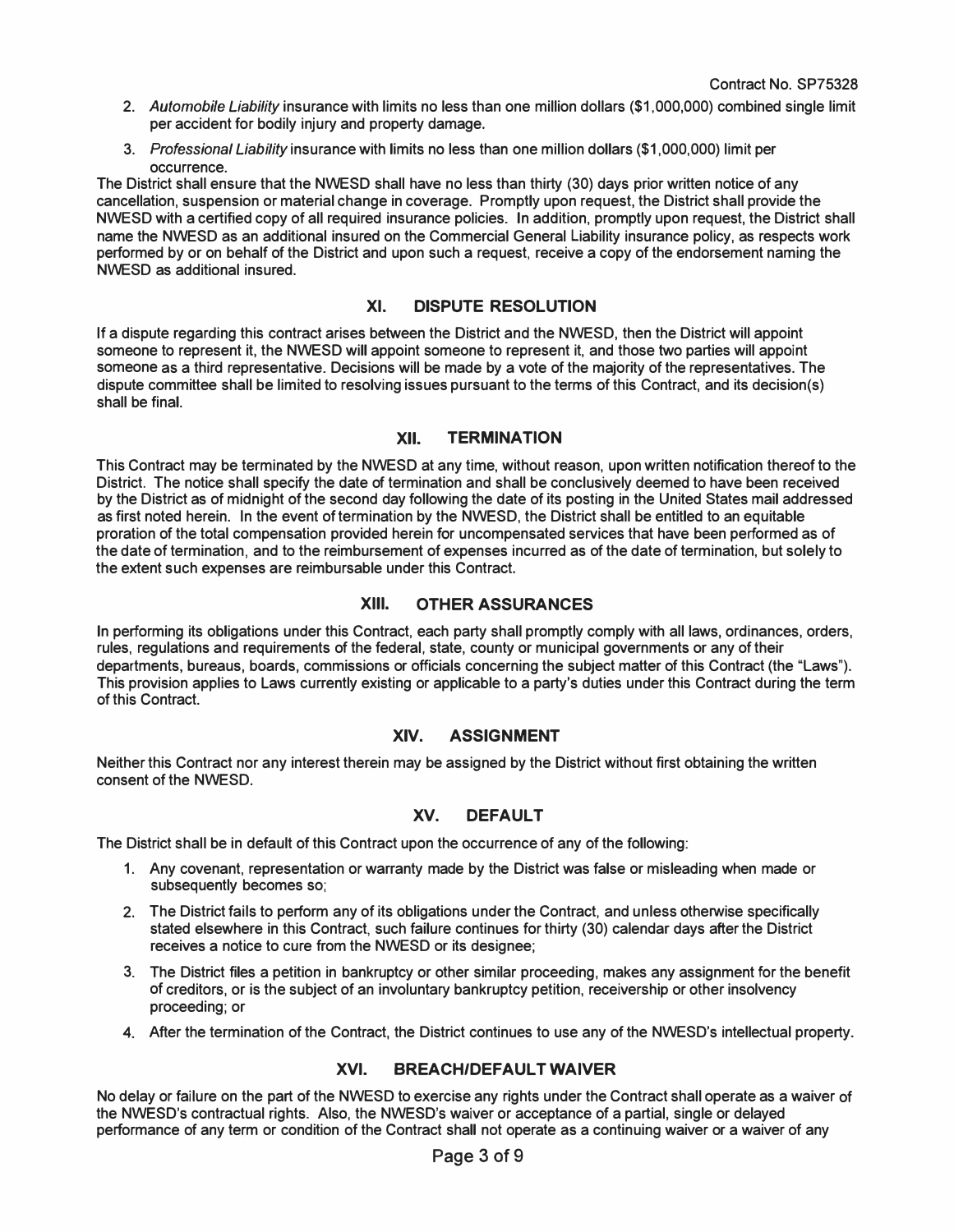2. *Automobile Liability* insurance with limits no less than one million dollars ($1,000,000) combined single limit per accident for bodily injury and property damage.
3. *Professional Liability* insurance with limits no less than one million dollars ($1,000,000) limit per occurrence.

The District shall ensure that the NWESD shall have no less than thirty (30) days prior written notice of any cancellation, suspension or material change in coverage. Promptly upon request, the District shall provide the NWESD with a certified copy of all required insurance policies. In addition, promptly upon request, the District shall name the NWESD as an additional insured on the Commercial General Liability insurance policy, as respects work performed by or on behalf of the District and upon such a request, receive a copy of the endorsement naming the NWESD as additional insured.

## XI. DISPUTE RESOLUTION

If a dispute regarding this contract arises between the District and the NWESD, then the District will appoint someone to represent it, the NWESD will appoint someone to represent it, and those two parties will appoint someone as a third representative. Decisions will be made by a vote of the majority of the representatives. The dispute committee shall be limited to resolving issues pursuant to the terms of this Contract, and its decision(s) shall be final.

## XII. TERMINATION

This Contract may be terminated by the NWESD at any time, without reason, upon written notification thereof to the District. The notice shall specify the date of termination and shall be conclusively deemed to have been received by the District as of midnight of the second day following the date of its posting in the United States mail addressed as first noted herein. In the event of termination by the NWESD, the District shall be entitled to an equitable proration of the total compensation provided herein for uncompensated services that have been performed as of the date of termination, and to the reimbursement of expenses incurred as of the date of termination, but solely to the extent such expenses are reimbursable under this Contract.

## XIII. OTHER ASSURANCES

In performing its obligations under this Contract, each party shall promptly comply with all laws, ordinances, orders, rules, regulations and requirements of the federal, state, county or municipal governments or any of their departments, bureaus, boards, commissions or officials concerning the subject matter of this Contract (the "Laws"). This provision applies to Laws currently existing or applicable to a party's duties under this Contract during the term of this Contract.

## XIV. ASSIGNMENT

Neither this Contract nor any interest therein may be assigned by the District without first obtaining the written consent of the NWESD.

## XV. DEFAULT

The District shall be in default of this Contract upon the occurrence of any of the following:

1. Any covenant, representation or warranty made by the District was false or misleading when made or subsequently becomes so;
2. The District fails to perform any of its obligations under the Contract, and unless otherwise specifically stated elsewhere in this Contract, such failure continues for thirty (30) calendar days after the District receives a notice to cure from the NWESD or its designee;
3. The District files a petition in bankruptcy or other similar proceeding, makes any assignment for the benefit of creditors, or is the subject of an involuntary bankruptcy petition, receivership or other insolvency proceeding; or
4. After the termination of the Contract, the District continues to use any of the NWESD's intellectual property.

## XVI. BREACH/DEFAULT WAIVER

No delay or failure on the part of the NWESD to exercise any rights under the Contract shall operate as a waiver of the NWESD's contractual rights. Also, the NWESD's waiver or acceptance of a partial, single or delayed performance of any term or condition of the Contract shall not operate as a continuing waiver or a waiver of any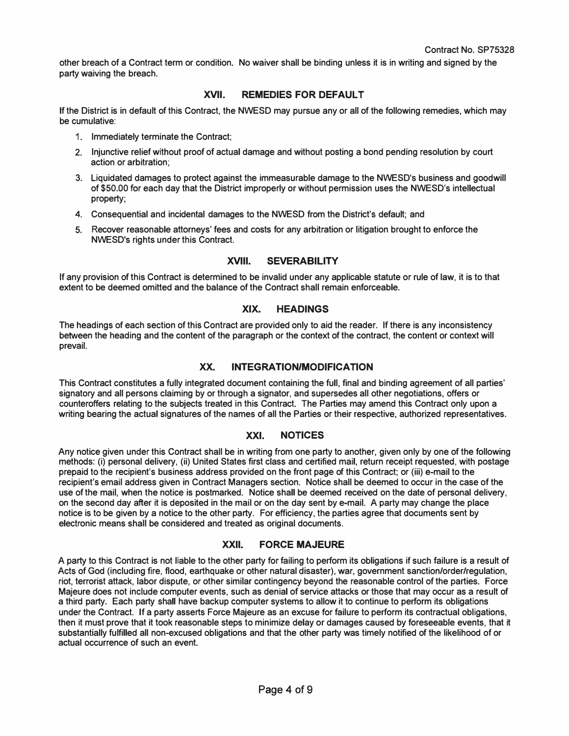other breach of a Contract term or condition. No waiver shall be binding unless it is in writing and signed by the party waiving the breach.

## XVII. REMEDIES FOR DEFAULT

If the District is in default of this Contract, the NWESD may pursue any or all of the following remedies, which may be cumulative:

1. Immediately terminate the Contract;
2. Injunctive relief without proof of actual damage and without posting a bond pending resolution by court action or arbitration;
3. Liquidated damages to protect against the immeasurable damage to the NWESD's business and goodwill of $50.00 for each day that the District improperly or without permission uses the NWESD's intellectual property;
4. Consequential and incidental damages to the NWESD from the District's default; and
5. Recover reasonable attorneys' fees and costs for any arbitration or litigation brought to enforce the NWESD's rights under this Contract.

## XVIII. SEVERABILITY

If any provision of this Contract is determined to be invalid under any applicable statute or rule of law, it is to that extent to be deemed omitted and the balance of the Contract shall remain enforceable.

## XIX. HEADINGS

The headings of each section of this Contract are provided only to aid the reader. If there is any inconsistency between the heading and the content of the paragraph or the context of the contract, the content or context will prevail.

## XX. INTEGRATION/MODIFICATION

This Contract constitutes a fully integrated document containing the full, final and binding agreement of all parties' signatory and all persons claiming by or through a signator, and supersedes all other negotiations, offers or counteroffers relating to the subjects treated in this Contract. The Parties may amend this Contract only upon a writing bearing the actual signatures of the names of all the Parties or their respective, authorized representatives.

## XXI. NOTICES

Any notice given under this Contract shall be in writing from one party to another, given only by one of the following methods: (i) personal delivery, (ii) United States first class and certified mail, return receipt requested, with postage prepaid to the recipient's business address provided on the front page of this Contract; or (iii) e-mail to the recipient's email address given in Contract Managers section. Notice shall be deemed to occur in the case of the use of the mail, when the notice is postmarked. Notice shall be deemed received on the date of personal delivery, on the second day after it is deposited in the mail or on the day sent by e-mail. A party may change the place notice is to be given by a notice to the other party. For efficiency, the parties agree that documents sent by electronic means shall be considered and treated as original documents.

## XXII. FORCE MAJEURE

A party to this Contract is not liable to the other party for failing to perform its obligations if such failure is a result of Acts of God (including fire, flood, earthquake or other natural disaster), war, government sanction/order/regulation, riot, terrorist attack, labor dispute, or other similar contingency beyond the reasonable control of the parties. Force Majeure does not include computer events, such as denial of service attacks or those that may occur as a result of a third party. Each party shall have backup computer systems to allow it to continue to perform its obligations under the Contract. If a party asserts Force Majeure as an excuse for failure to perform its contractual obligations, then it must prove that it took reasonable steps to minimize delay or damages caused by foreseeable events, that it substantially fulfilled all non-excused obligations and that the other party was timely notified of the likelihood of or actual occurrence of such an event.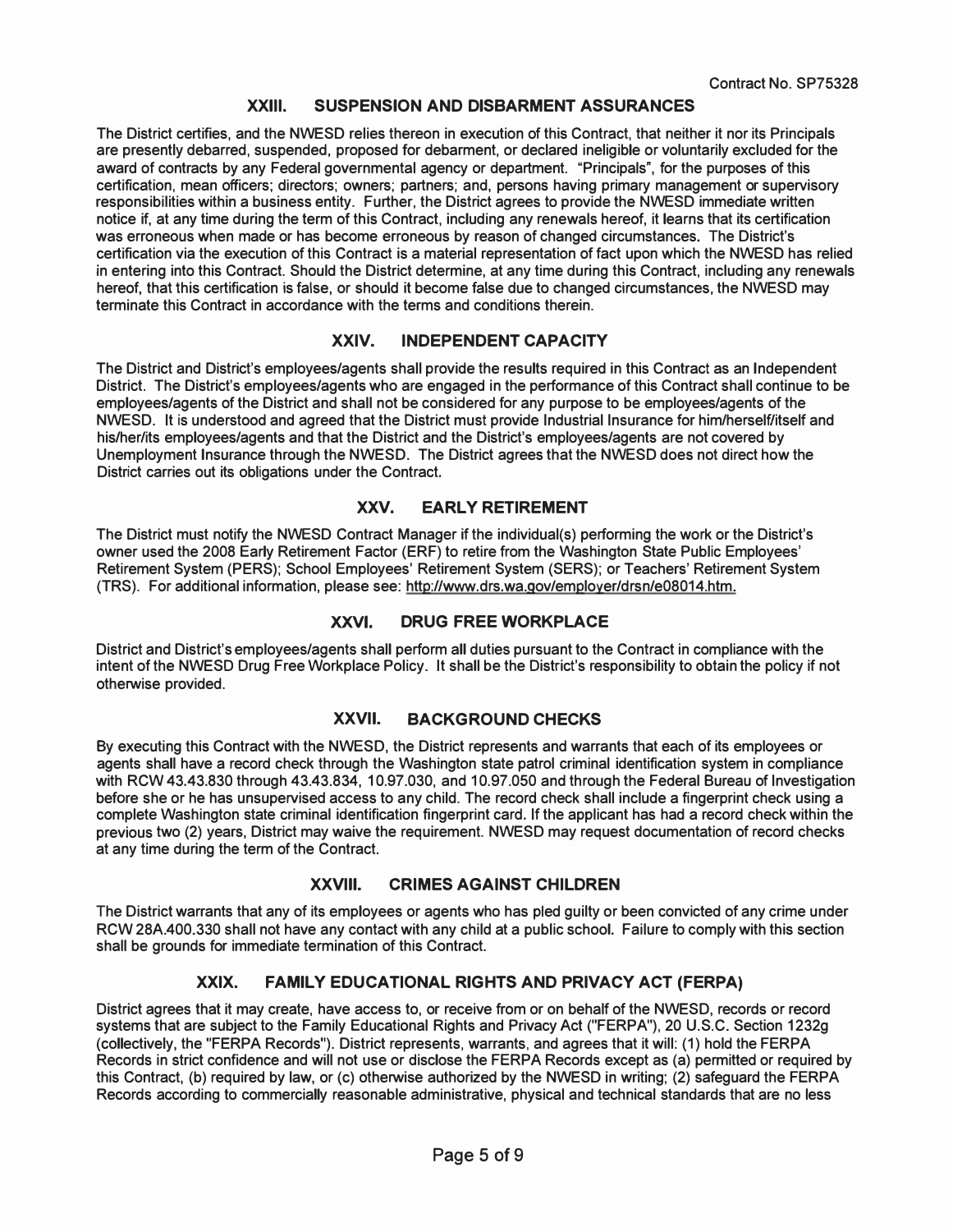## XXIII. SUSPENSION AND DISBARMENT ASSURANCES

The District certifies, and the NWESD relies thereon in execution of this Contract, that neither it nor its Principals are presently debarred, suspended, proposed for debarment, or declared ineligible or voluntarily excluded for the award of contracts by any Federal governmental agency or department. "Principals", for the purposes of this certification, mean officers; directors; owners; partners; and, persons having primary management or supervisory responsibilities within a business entity. Further, the District agrees to provide the NWESD immediate written notice if, at any time during the term of this Contract, including any renewals hereof, it learns that its certification was erroneous when made or has become erroneous by reason of changed circumstances. The District's certification via the execution of this Contract is a material representation of fact upon which the NWESD has relied in entering into this Contract. Should the District determine, at any time during this Contract, including any renewals hereof, that this certification is false, or should it become false due to changed circumstances, the NWESD may terminate this Contract in accordance with the terms and conditions therein.

## XXIV. INDEPENDENT CAPACITY

The District and District's employees/agents shall provide the results required in this Contract as an Independent District. The District's employees/agents who are engaged in the performance of this Contract shall continue to be employees/agents of the District and shall not be considered for any purpose to be employees/agents of the NWESD. It is understood and agreed that the District must provide Industrial Insurance for him/herself/itself and his/her/its employees/agents and that the District and the District's employees/agents are not covered by Unemployment Insurance through the NWESD. The District agrees that the NWESD does not direct how the District carries out its obligations under the Contract.

## XXV. EARLY RETIREMENT

The District must notify the NWESD Contract Manager if the individual(s) performing the work or the District's owner used the 2008 Early Retirement Factor (ERF) to retire from the Washington State Public Employees' Retirement System (PERS); School Employees' Retirement System (SERS); or Teachers' Retirement System (TRS). For additional information, please see: http://www.drs.wa.gov/employer/drsn/e08014.htm.

## XXVI. DRUG FREE WORKPLACE

District and District's employees/agents shall perform all duties pursuant to the Contract in compliance with the intent of the NWESD Drug Free Workplace Policy. It shall be the District's responsibility to obtain the policy if not otherwise provided.

## XXVII. BACKGROUND CHECKS

By executing this Contract with the NWESD, the District represents and warrants that each of its employees or agents shall have a record check through the Washington state patrol criminal identification system in compliance with RCW 43.43.830 through 43.43.834, 10.97.030, and 10.97.050 and through the Federal Bureau of Investigation before she or he has unsupervised access to any child. The record check shall include a fingerprint check using a complete Washington state criminal identification fingerprint card. If the applicant has had a record check within the previous two (2) years, District may waive the requirement. NWESD may request documentation of record checks at any time during the term of the Contract.

## XXVIII. CRIMES AGAINST CHILDREN

The District warrants that any of its employees or agents who has pled guilty or been convicted of any crime under RCW 28A.400.330 shall not have any contact with any child at a public school. Failure to comply with this section shall be grounds for immediate termination of this Contract.

## XXIX. FAMILY EDUCATIONAL RIGHTS AND PRIVACY ACT (FERPA)

District agrees that it may create, have access to, or receive from or on behalf of the NWESD, records or record systems that are subject to the Family Educational Rights and Privacy Act ("FERPA"), 20 U.S.C. Section 1232g (collectively, the "FERPA Records"). District represents, warrants, and agrees that it will: (1) hold the FERPA Records in strict confidence and will not use or disclose the FERPA Records except as (a) permitted or required by this Contract, (b) required by law, or (c) otherwise authorized by the NWESD in writing; (2) safeguard the FERPA Records according to commercially reasonable administrative, physical and technical standards that are no less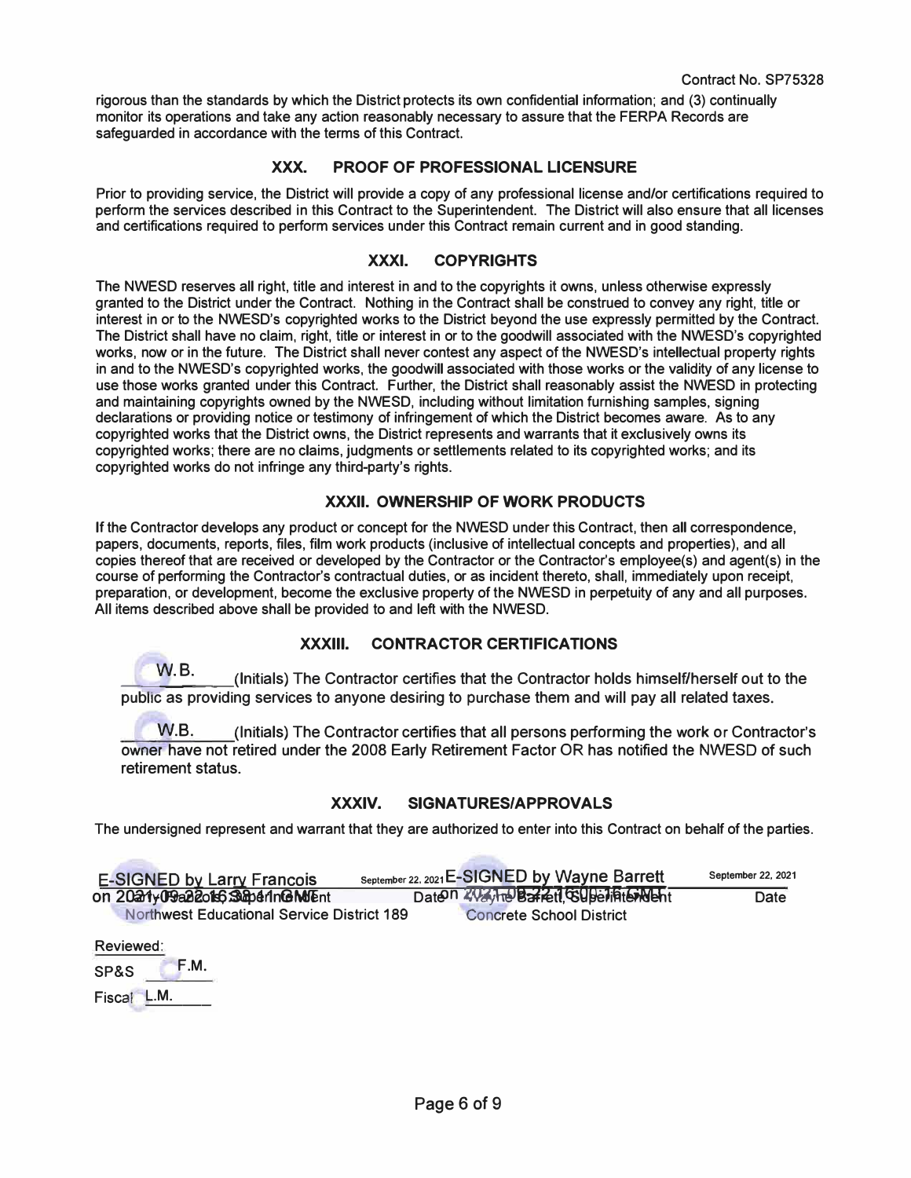Contract No. SP75328

rigorous than the standards by which the District protects its own confidential information; and (3) continually monitor its operations and take any action reasonably necessary to assure that the FERPA Records are safeguarded in accordance with the terms of this Contract.

## XXX. PROOF OF PROFESSIONAL LICENSURE

Prior to providing service, the District will provide a copy of any professional license and/or certifications required to perform the services described in this Contract to the Superintendent. The District will also ensure that all licenses and certifications required to perform services under this Contract remain current and in good standing.

## XXXI. COPYRIGHTS

The NWESD reserves all right, title and interest in and to the copyrights it owns, unless otherwise expressly granted to the District under the Contract. Nothing in the Contract shall be construed to convey any right, title or interest in or to the NWESD's copyrighted works to the District beyond the use expressly permitted by the Contract. The District shall have no claim, right, title or interest in or to the goodwill associated with the NWESD's copyrighted works, now or in the future. The District shall never contest any aspect of the NWESD's intellectual property rights in and to the NWESD's copyrighted works, the goodwill associated with those works or the validity of any license to use those works granted under this Contract. Further, the District shall reasonably assist the NWESD in protecting and maintaining copyrights owned by the NWESD, including without limitation furnishing samples, signing declarations or providing notice or testimony of infringement of which the District becomes aware. As to any copyrighted works that the District owns, the District represents and warrants that it exclusively owns its copyrighted works; there are no claims, judgments or settlements related to its copyrighted works; and its copyrighted works do not infringe any third-party's rights.

## XXXII. OWNERSHIP OF WORK PRODUCTS

If the Contractor develops any product or concept for the NWESD under this Contract, then all correspondence, papers, documents, reports, files, film work products (inclusive of intellectual concepts and properties), and all copies thereof that are received or developed by the Contractor or the Contractor's employee(s) and agent(s) in the course of performing the Contractor's contractual duties, or as incident thereto, shall, immediately upon receipt, preparation, or development, become the exclusive property of the NWESD in perpetuity of any and all purposes. All items described above shall be provided to and left with the NWESD.

## XXXIII. CONTRACTOR CERTIFICATIONS

W.B. (Initials) The Contractor certifies that the Contractor holds himself/herself out to the public as providing services to anyone desiring to purchase them and will pay all related taxes.

W.B. (Initials) The Contractor certifies that all persons performing the work or Contractor's owner have not retired under the 2008 Early Retirement Factor OR has notified the NWESD of such retirement status.

## XXXIV. SIGNATURES/APPROVALS

The undersigned represent and warrant that they are authorized to enter into this Contract on behalf of the parties.

| | | | |
|---|---|---|---|
| E-SIGNED by Larry Francois on 2021-09-22 16:38:41 GMT | September 22, 2021 | E-SIGNED by Wayne Barrett on 2021-09-22 16:00:15 GMT | September 22, 2021 |
| Larry Francois, Superintendent, Northwest Educational Service District 189 | Date | Wayne Barrett, Superintendent, Concrete School District | Date |

Reviewed:

SP&S F.M.

Fiscal L.M.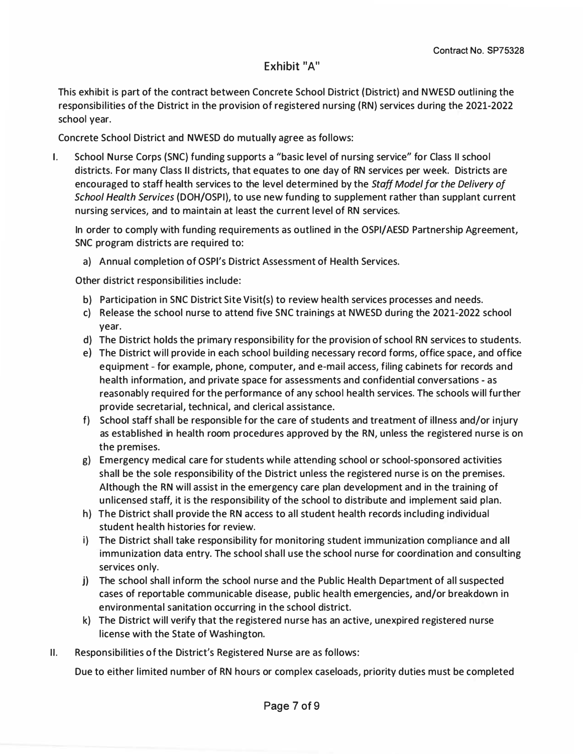Contract No. SP75328

# Exhibit "A"

This exhibit is part of the contract between Concrete School District (District) and NWESD outlining the responsibilities of the District in the provision of registered nursing (RN) services during the 2021-2022 school year.

Concrete School District and NWESD do mutually agree as follows:

I. School Nurse Corps (SNC) funding supports a "basic level of nursing service" for Class II school districts. For many Class II districts, that equates to one day of RN services per week. Districts are encouraged to staff health services to the level determined by the *Staff Model for the Delivery of School Health Services* (DOH/OSPI), to use new funding to supplement rather than supplant current nursing services, and to maintain at least the current level of RN services.

   In order to comply with funding requirements as outlined in the OSPI/AESD Partnership Agreement, SNC program districts are required to:

   a) Annual completion of OSPI's District Assessment of Health Services.

   Other district responsibilities include:

   b) Participation in SNC District Site Visit(s) to review health services processes and needs.
   c) Release the school nurse to attend five SNC trainings at NWESD during the 2021-2022 school year.
   d) The District holds the primary responsibility for the provision of school RN services to students.
   e) The District will provide in each school building necessary record forms, office space, and office equipment - for example, phone, computer, and e-mail access, filing cabinets for records and health information, and private space for assessments and confidential conversations - as reasonably required for the performance of any school health services. The schools will further provide secretarial, technical, and clerical assistance.
   f) School staff shall be responsible for the care of students and treatment of illness and/or injury as established in health room procedures approved by the RN, unless the registered nurse is on the premises.
   g) Emergency medical care for students while attending school or school-sponsored activities shall be the sole responsibility of the District unless the registered nurse is on the premises. Although the RN will assist in the emergency care plan development and in the training of unlicensed staff, it is the responsibility of the school to distribute and implement said plan.
   h) The District shall provide the RN access to all student health records including individual student health histories for review.
   i) The District shall take responsibility for monitoring student immunization compliance and all immunization data entry. The school shall use the school nurse for coordination and consulting services only.
   j) The school shall inform the school nurse and the Public Health Department of all suspected cases of reportable communicable disease, public health emergencies, and/or breakdown in environmental sanitation occurring in the school district.
   k) The District will verify that the registered nurse has an active, unexpired registered nurse license with the State of Washington.

II. Responsibilities of the District's Registered Nurse are as follows:

   Due to either limited number of RN hours or complex caseloads, priority duties must be completed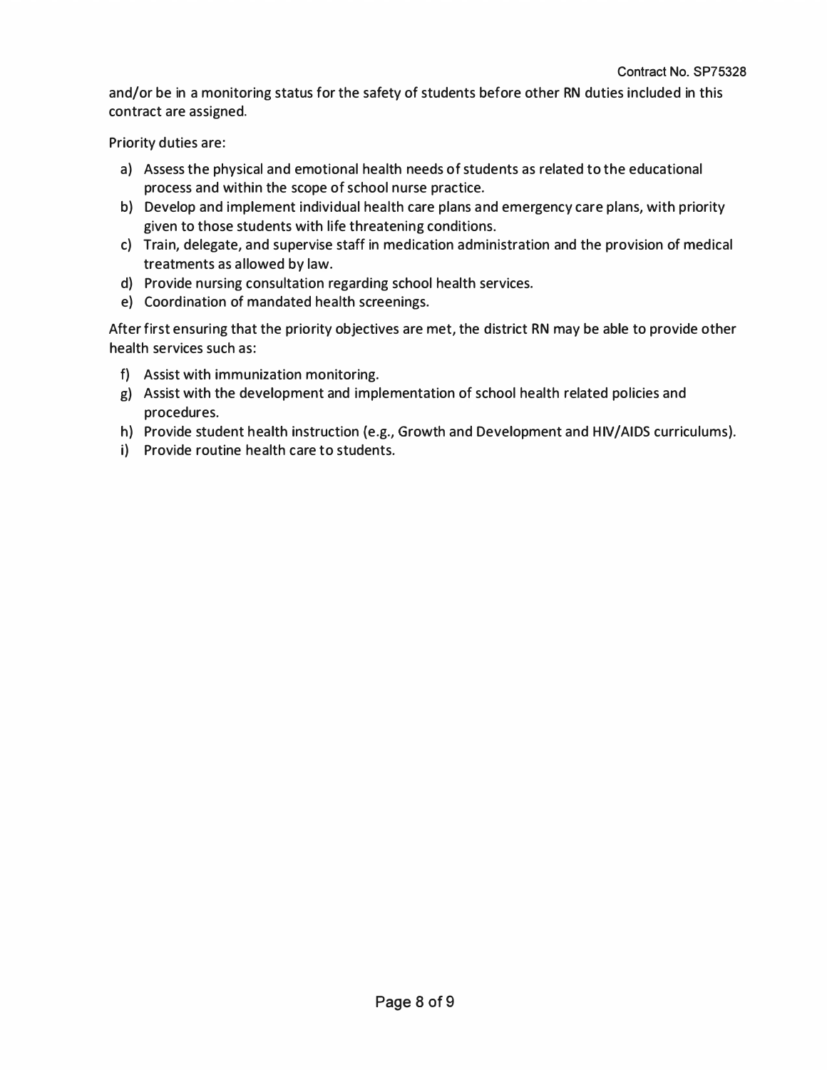and/or be in a monitoring status for the safety of students before other RN duties included in this contract are assigned.

Priority duties are:

a) Assess the physical and emotional health needs of students as related to the educational process and within the scope of school nurse practice.
b) Develop and implement individual health care plans and emergency care plans, with priority given to those students with life threatening conditions.
c) Train, delegate, and supervise staff in medication administration and the provision of medical treatments as allowed by law.
d) Provide nursing consultation regarding school health services.
e) Coordination of mandated health screenings.

After first ensuring that the priority objectives are met, the district RN may be able to provide other health services such as:

f) Assist with immunization monitoring.
g) Assist with the development and implementation of school health related policies and procedures.
h) Provide student health instruction (e.g., Growth and Development and HIV/AIDS curriculums).
i) Provide routine health care to students.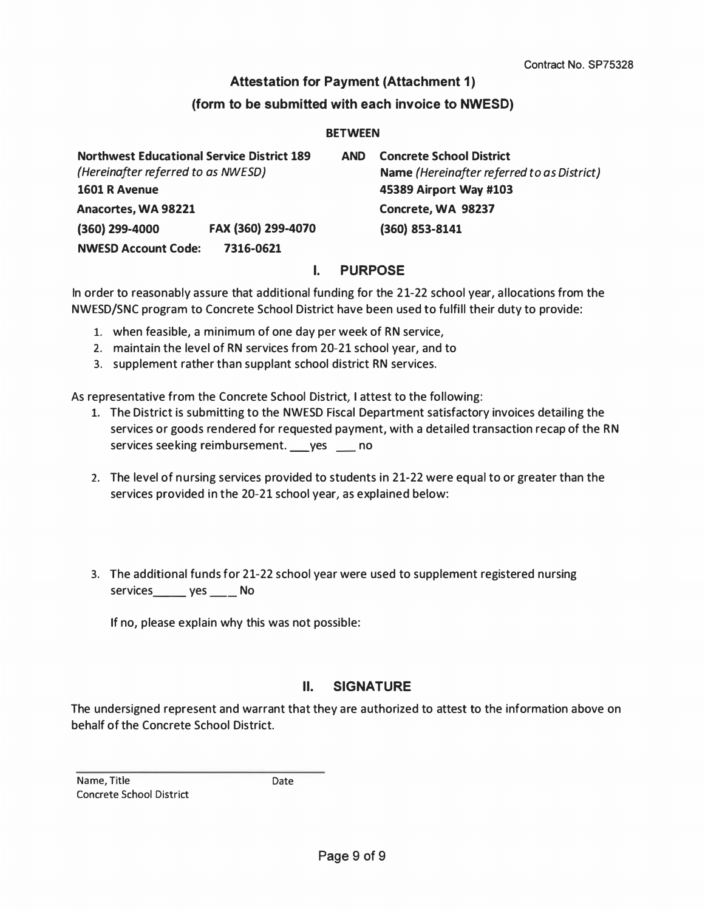Contract No. SP75328

## Attestation for Payment (Attachment 1)

### (form to be submitted with each invoice to NWESD)

**BETWEEN**

| | | |
|---|---|---|
| **Northwest Educational Service District 189** | **AND** | **Concrete School District** |
| *(Hereinafter referred to as NWESD)* | | **Name** *(Hereinafter referred to as District)* |
| **1601 R Avenue** | | **45389 Airport Way #103** |
| **Anacortes, WA 98221** | | **Concrete, WA 98237** |
| **(360) 299-4000 FAX (360) 299-4070** | | **(360) 853-8141** |
| **NWESD Account Code: 7316-0621** | | |

## I. PURPOSE

In order to reasonably assure that additional funding for the 21-22 school year, allocations from the NWESD/SNC program to Concrete School District have been used to fulfill their duty to provide:

1. when feasible, a minimum of one day per week of RN service,
2. maintain the level of RN services from 20-21 school year, and to
3. supplement rather than supplant school district RN services.

As representative from the Concrete School District, I attest to the following:

1. The District is submitting to the NWESD Fiscal Department satisfactory invoices detailing the services or goods rendered for requested payment, with a detailed transaction recap of the RN services seeking reimbursement. ___yes ___ no

2. The level of nursing services provided to students in 21-22 were equal to or greater than the services provided in the 20-21 school year, as explained below:

3. The additional funds for 21-22 school year were used to supplement registered nursing services_____ yes ____ No

   If no, please explain why this was not possible:

## II. SIGNATURE

The undersigned represent and warrant that they are authorized to attest to the information above on behalf of the Concrete School District.

_______________________________________

Name, Title Date
Concrete School District